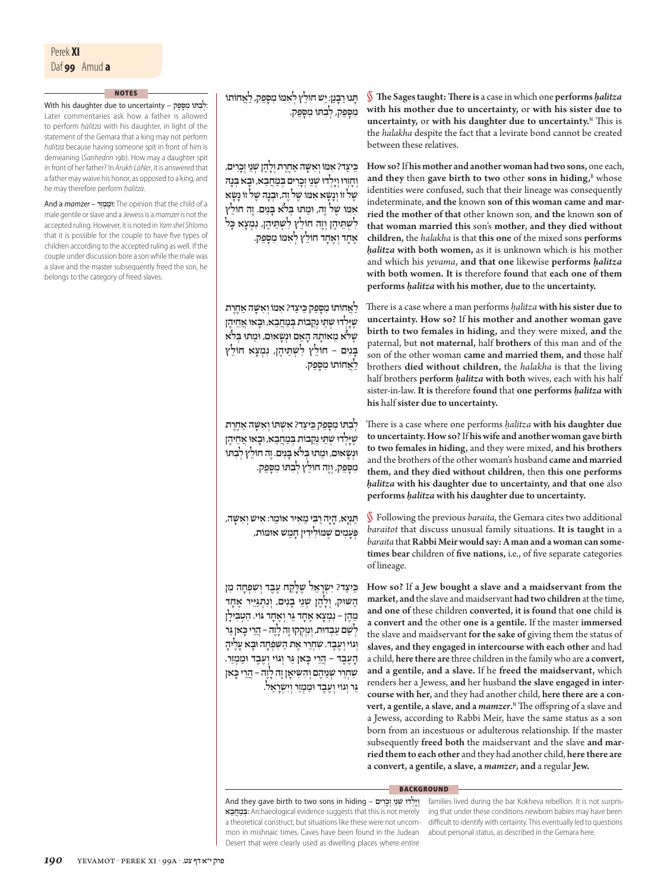## NOTES

**With his daughter due to uncertainty – לְבִתּוֹ מִסָּפֵק:** Later commentaries ask how a father is allowed to perform *ḥalitza* with his daughter, in light of the statement of the Gemara that a king may not perform *ḥalitza* because having someone spit in front of him is demeaning (*Sanhedrin* 19b). How may a daughter spit in front of her father? In *Arukh LaNer*, it is answered that a father may waive his honor, as opposed to a king, and he may therefore perform *ḥalitza*.

**And a *mamzer* – וּמַמְזֵר:** The opinion that the child of a male gentile or slave and a Jewess is a *mamzer* is not the accepted ruling. However, it is noted in *Yam shel Shlomo* that it is possible for the couple to have five types of children according to the accepted ruling as well. If the couple under discussion bore a son while the male was a slave and the master subsequently freed the son, he belongs to the category of freed slaves.

תָּנוּ רַבָּנַן: יֵשׁ חוֹלֵץ לְאִמּוֹ מִסָּפֵק, לַאֲחוֹתוֹ מִסָּפֵק, לְבִתּוֹ מִסָּפֵק.

§ **The Sages taught: There is** a case in which one **performs *ḥalitza* with his mother due to uncertainty,** or **with his sister due to uncertainty,** or **with his daughter due to uncertainty.**[N] This is the *halakha* despite the fact that a levirate bond cannot be created between these relatives.

כֵּיצַד? אִמּוֹ וְאִשָּׁה אַחֶרֶת וְלָהֶן שְׁנֵי זְכָרִים, וְחָזְרוּ וְיָלְדוּ שְׁנֵי זְכָרִים בְּמַחֲבֵא, וּבָא בְּנָהּ שֶׁל זוֹ וְנָשָׂא אִמּוֹ שֶׁל זֶה, וּבְנָהּ שֶׁל זוֹ נָשָׂא אִמּוֹ שֶׁל זֶה, וּמֵתוּ בְּלֹא בָּנִים. זֶה חוֹלֵץ לִשְׁתֵּיהֶן וְזֶה חוֹלֵץ לִשְׁתֵּיהֶן, נִמְצָא כָּל אֶחָד וְאֶחָד חוֹלֵץ לְאִמּוֹ מִסָּפֵק.

**How so?** If **his mother and another woman had two sons,** one each, **and they** then **gave birth to two** other **sons in hiding,**[B] whose identities were confused, such that their lineage was consequently indeterminate, **and the** known **son of this woman came and married the mother of that** other known son, **and the** known **son of that woman married this** son's **mother, and they died without children,** the *halakha* is that **this one** of the mixed sons **performs *ḥalitza* with both women,** as it is unknown which is his mother and which his *yevama*, **and that one** likewise **performs *ḥalitza* with both women. It is** therefore **found** that **each one of them performs *ḥalitza* with his mother, due to** the **uncertainty.**

לַאֲחוֹתוֹ מִסָּפֵק כֵּיצַד? אִמּוֹ וְאִשָּׁה אַחֶרֶת שֶׁיָּלְדוּ שְׁתֵּי נְקֵבוֹת בְּמַחֲבֵא, וּבָאוּ אֲחֵיהֶן שֶׁלֹּא מֵאוֹתָהּ הָאֵם וּנְשָׂאוּם, וּמֵתוּ בְּלֹא בָּנִים – חוֹלֵץ לִשְׁתֵּיהֶן, נִמְצָא חוֹלֵץ לַאֲחוֹתוֹ מִסָּפֵק.

There is a case where a man performs *ḥalitza* **with his sister due to uncertainty. How so?** If **his mother and another woman gave birth to two females in hiding,** and they were mixed, **and the** paternal, but **not maternal,** half **brothers** of this man and of the son of the other woman **came and married them, and** those half brothers **died without children,** the *halakha* is that the living half brothers **perform *ḥalitza* with both** wives, each with his half sister-in-law. **It is** therefore **found** that **one performs *ḥalitza* with his** half **sister due to uncertainty.**

לְבִתּוֹ מִסָּפֵק כֵּיצַד? אִשְׁתּוֹ וְאִשָּׁה אַחֶרֶת שֶׁיָּלְדוּ שְׁתֵּי נְקֵבוֹת בְּמַחֲבֵא, וּבָאוּ אֲחֵיהֶן וּנְשָׂאוּם, וּמֵתוּ בְּלֹא בָּנִים. זֶה חוֹלֵץ לְבִתּוֹ מִסָּפֵק, וְזֶה חוֹלֵץ לְבִתּוֹ מִסָּפֵק.

There is a case where one performs *ḥalitza* **with his daughter due to uncertainty. How so?** If **his wife and another woman gave birth to two females in hiding,** and they were mixed, **and his brothers** and the brothers of the other woman's husband **came and married them, and they died without children,** then **this one performs *ḥalitza* with his daughter due to uncertainty, and that one** also **performs *ḥalitza* with his daughter due to uncertainty.**

תַּנְיָא, הָיָה רַבִּי מֵאִיר אוֹמֵר: אִישׁ וְאִשָּׁה, פְּעָמִים שֶׁמּוֹלִידִין חָמֵשׁ אוּמּוֹת,

§ Following the previous *baraita*, the Gemara cites two additional *baraitot* that discuss unusual family situations. **It is taught** in a *baraita* that **Rabbi Meir would say: A man and a woman can sometimes bear** children of **five nations,** i.e., of five separate categories of lineage.

כֵּיצַד? יִשְׂרָאֵל שֶׁלָּקַח עֶבֶד וְשִׁפְחָה מִן הַשּׁוּק, וְלָהֶן שְׁנֵי בָּנִים, וְנִתְגַּיֵּיר אֶחָד מֵהֶן – נִמְצָא אֶחָד גֵּר וְאֶחָד גּוֹי. הִטְבִּילָן לְשֵׁם עַבְדוּת, וְנִזְקְקוּ זֶה לָזֶה – הֲרֵי כָּאן גֵּר וְגוֹי וְעֶבֶד. שִׁחְרֵר אֶת הַשִּׁפְחָה וּבָא עָלֶיהָ הָעֶבֶד – הֲרֵי כָּאן גֵּר וְגוֹי וְעֶבֶד וּמַמְזֵר. שִׁחְרֵר שְׁנֵיהֶם וְהִשִּׂיאָן זֶה לָזֶה – הֲרֵי כָּאן גֵּר וְגוֹי וְעֶבֶד וּמַמְזֵר וְיִשְׂרָאֵל.

**How so?** If **a Jew bought a slave and a maidservant from the market, and** the slave and maidservant **had two children** at the time, **and one of** these children **converted, it is found** that **one** child **is a convert and** the other **one is a gentile.** If the master **immersed** the slave and maidservant **for the sake of** giving them the status of **slaves, and they engaged in intercourse with each other** and had a child, **here there are** three children in the family who are **a convert, and a gentile, and a slave.** If he **freed the maidservant,** which renders her a Jewess, **and** her husband **the slave engaged in intercourse with her,** and they had another child, **here there are a convert, a gentile, a slave, and a *mamzer*.**[N] The offspring of a slave and a Jewess, according to Rabbi Meir, have the same status as a son born from an incestuous or adulterous relationship. If the master subsequently **freed both** the maidservant and the slave **and married them to each other** and they had another child, **here there are a convert, a gentile, a slave, a *mamzer*, and** a regular **Jew.**

## BACKGROUND

**And they gave birth to two sons in hiding – וְיָלְדוּ שְׁנֵי זְכָרִים בְּמַחֲבֵא:** Archaeological evidence suggests that this is not merely a theoretical construct, but situations like these were not uncommon in mishnaic times. Caves have been found in the Judean Desert that were clearly used as dwelling places where entire families lived during the bar Kokheva rebellion. It is not surprising that under these conditions newborn babies may have been difficult to identify with certainty. This eventually led to questions about personal status, as described in the Gemara here.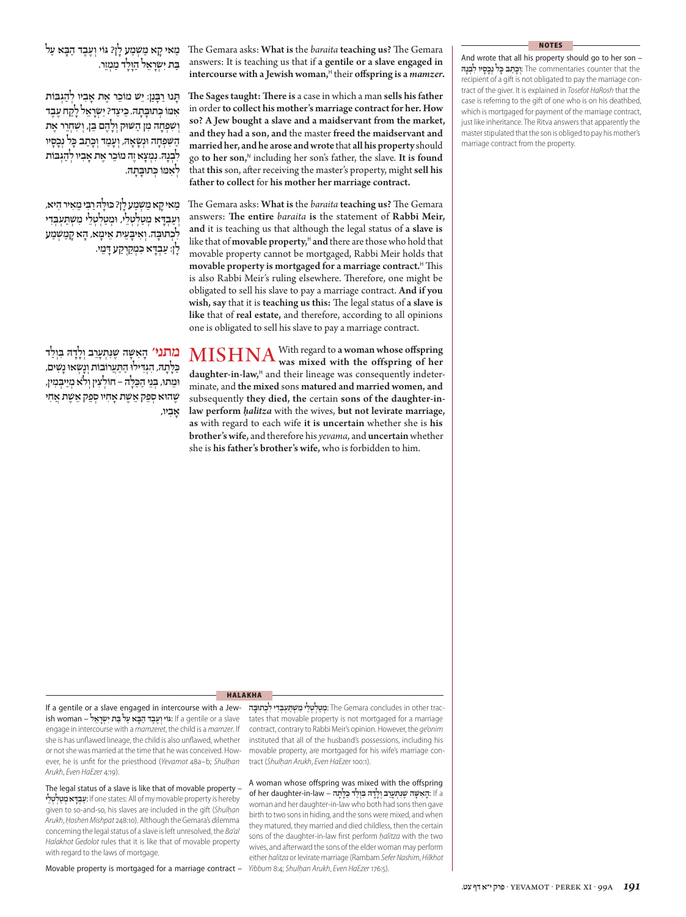מַאי קָא מַשְׁמַע לַן? גּוֹי וְעֶבֶד הַבָּא עַל בַּת יִשְׂרָאֵל הַוָּלָד מַמְזֵר.

The Gemara asks: **What is** the *baraita* **teaching us?** The Gemara answers: It is teaching us that if **a gentile or a slave engaged in intercourse with a Jewish woman,**[H] their **offspring is a** ***mamzer***.

תָּנוּ רַבָּנַן: יֵשׁ מוֹכֵר אֶת אָבִיו לְהַגְבּוֹת אִמּוֹ כְּתוּבָּתָהּ. כֵּיצַד? יִשְׂרָאֵל לָקַח עֶבֶד וְשִׁפְחָה מִן הַשּׁוּק וְלָהֶם בֵּן, וְשִׁחְרֵר אֶת הַשִּׁפְחָה וּנְשָׂאָהּ, וְעָמַד וְכָתַב כׇּל נְכָסָיו לִבְנָהּ. נִמְצָא זֶה מוֹכֵר אֶת אָבִיו לְהַגְבּוֹת לְאִמּוֹ כְּתוּבָּתָהּ.

**The Sages taught: There is** a case in which a man **sells his father** in order **to collect his mother's marriage contract for her. How so? A Jew bought a slave and a maidservant from the market, and they had a son, and** the master **freed the maidservant and married her, and he arose and wrote** that **all his property** should go **to her son,**[N] including her son's father, the slave. **It is found** that **this** son, after receiving the master's property, might **sell his father to collect** for **his mother her marriage contract.**

מַאי קָא מַשְׁמַע לַן? כּוּלַּהּ רַבִּי מֵאִיר הִיא, וְעַבְדָּא מִטַּלְטְלֵי, וּמִטַּלְטְלֵי מִשְׁתַּעְבְּדִי לִכְתוּבָּה. וְאִיבָּעֵית אֵימָא, הָא קָמַשְׁמַע לַן: עַבְדָּא כִּמְקַרְקַע דָּמֵי.

The Gemara asks: **What is** the *baraita* **teaching us?** The Gemara answers: **The entire** *baraita* **is** the statement of **Rabbi Meir, and** it is teaching us that although the legal status of **a slave is** like that of **movable property,**[H] **and** there are those who hold that movable property cannot be mortgaged, Rabbi Meir holds that **movable property is mortgaged for a marriage contract.**[H] This is also Rabbi Meir's ruling elsewhere. Therefore, one might be obligated to sell his slave to pay a marriage contract. **And if you wish, say** that it is **teaching us this:** The legal status of **a slave is like** that of **real estate,** and therefore, according to all opinions one is obligated to sell his slave to pay a marriage contract.

**מתני׳** הָאִשָּׁה שֶׁנִּתְעָרֵב וְלָדָהּ בִּוְלַד כַּלָּתָהּ, הִגְדִּילוּ הַתַּעֲרוֹבוֹת וְנָשְׂאוּ נָשִׁים, וּמֵתוּ, בְּנֵי הַכַּלָּה – חוֹלְצִין וְלֹא מְיַיבְּמִין, שֶׁהוּא סָפֵק אֵשֶׁת אָחִיו סָפֵק אֵשֶׁת אֲחִי אָבִיו,

**MISHNA** With regard to **a woman whose offspring was mixed with the offspring of her daughter-in-law,**[H] and their lineage was consequently indeterminate, and **the mixed** sons **matured and married women, and** subsequently **they died,** the certain **sons of the daughter-in-law perform** ***ḥalitza*** with the wives, **but not levirate marriage, as** with regard to each wife **it is uncertain** whether she is **his brother's wife,** and therefore his *yevama*, and **uncertain** whether she is **his father's brother's wife,** who is forbidden to him.

### NOTES

And wrote that all his property should go to her son – וְכָתַב כׇּל נְכָסָיו לִבְנָהּ: The commentaries counter that the recipient of a gift is not obligated to pay the marriage contract of the giver. It is explained in *Tosefot HaRosh* that the case is referring to the gift of one who is on his deathbed, which is mortgaged for payment of the marriage contract, just like inheritance. The Ritva answers that apparently the master stipulated that the son is obliged to pay his mother's marriage contract from the property.

### HALAKHA

If a gentile or a slave engaged in intercourse with a Jewish woman – גּוֹי וְעֶבֶד הַבָּא עַל בַּת יִשְׂרָאֵל: If a gentile or a slave engage in intercourse with a *mamzeret*, the child is a *mamzer*. If she has unflawed lineage, the child is also unflawed, whether or not she was married at the time that he was conceived. However, he is unfit for the priesthood (*Yevamot* 48a–b; *Shulḥan Arukh*, *Even HaEzer* 4:19).

The legal status of a slave is like that of movable property – עַבְדָּא מִטַּלְטְלֵי: If one states: All of my movable property is hereby given to so-and-so, his slaves are included in the gift (*Shulḥan Arukh*, *Ḥoshen Mishpat* 248:10). Although the Gemara's dilemma concerning the legal status of a slave is left unresolved, the *Ba'al Halakhot Gedolot* rules that it is like that of movable property with regard to the laws of mortgage.

Movable property is mortgaged for a marriage contract – מִטַּלְטְלֵי מִשְׁתַּעְבְּדִי לִכְתוּבָּה: The Gemara concludes in other tractates that movable property is not mortgaged for a marriage contract, contrary to Rabbi Meir's opinion. However, the *ge'onim* instituted that all of the husband's possessions, including his movable property, are mortgaged for his wife's marriage contract (*Shulḥan Arukh*, *Even HaEzer* 100:1).

A woman whose offspring was mixed with the offspring of her daughter-in-law – הָאִשָּׁה שֶׁנִּתְעָרֵב וְלָדָהּ בִּוְלַד כַּלָּתָהּ: If a woman and her daughter-in-law who both had sons then gave birth to two sons in hiding, and the sons were mixed, and when they matured, they married and died childless, then the certain sons of the daughter-in-law first perform *ḥalitza* with the two wives, and afterward the sons of the elder woman may perform either *ḥalitza* or levirate marriage (Rambam *Sefer Nashim*, *Hilkhot Yibbum* 8:4; *Shulḥan Arukh*, *Even HaEzer* 176:5).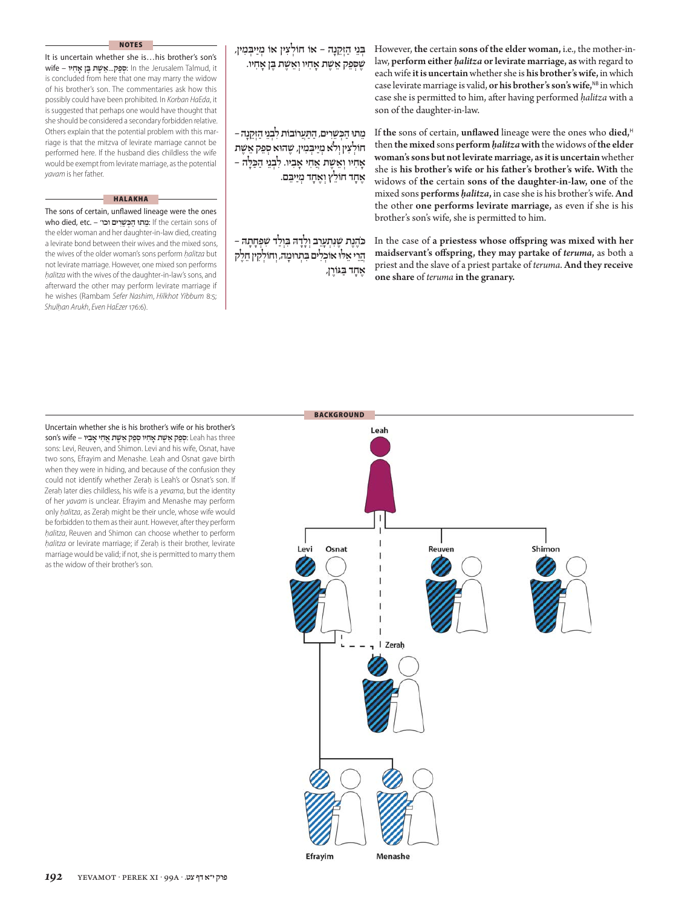בְּנֵי הַזְּקֵנָה – אוֹ חוֹלְצִין אוֹ מְיַיבְּמִין, שֶׁסָּפֵק אֵשֶׁת אָחִיו וְאֵשֶׁת בֶּן אָחִיו.

However, **the** certain **sons of the elder woman,** i.e., the mother-in-law, **perform either *ḥalitza* or levirate marriage, as** with regard to each wife **it is uncertain** whether she is **his brother's wife,** in which case levirate marriage is valid, **or his brother's son's wife,**[NB] in which case she is permitted to him, after having performed *ḥalitza* with a son of the daughter-in-law.

מֵתוּ הַכְּשֵׁרִים, הַתַּעֲרוֹבוֹת לִבְנֵי הַזְּקֵנָה – חוֹלְצִין וְלֹא מְיַיבְּמִין, שֶׁהוּא סָפֵק אֵשֶׁת אָחִיו וְאֵשֶׁת אֲחִי אָבִיו. לִבְנֵי הַכַּלָּה – אֶחָד חוֹלֵץ וְאֶחָד מְיַיבֵּם.

If **the** sons of certain, **unflawed** lineage were the ones who **died,**[H] then **the mixed** sons **perform *ḥalitza* with** the widows of **the elder woman's sons but not levirate marriage, as it is uncertain** whether she is **his brother's wife or his father's brother's wife. With** the widows of **the** certain **sons of the daughter-in-law, one** of the mixed sons **performs *ḥalitza*,** in case she is his brother's wife. **And** the other **one performs levirate marriage,** as even if she is his brother's son's wife, she is permitted to him.

כֹּהֶנֶת שֶׁנִּתְעָרֵב וְלָדָהּ בִּוְלַד שִׁפְחָתָהּ – הֲרֵי אֵלּוּ אוֹכְלִים בִּתְרוּמָה, וְחוֹלְקִין חֵלֶק אֶחָד בַּגּוֹרֶן,

In the case of **a priestess whose offspring was mixed with her maidservant's offspring, they may partake of *teruma*,** as both a priest and the slave of a priest partake of *teruma*. **And they receive one share** of *teruma* **in the granary.**

## NOTES

It is uncertain whether she is…his brother's son's wife – סָפֵק...אֵשֶׁת בֶּן אָחִיו: In the Jerusalem Talmud, it is concluded from here that one may marry the widow of his brother's son. The commentaries ask how this possibly could have been prohibited. In *Korban HaEda*, it is suggested that perhaps one would have thought that she should be considered a secondary forbidden relative. Others explain that the potential problem with this marriage is that the mitzva of levirate marriage cannot be performed here. If the husband dies childless the wife would be exempt from levirate marriage, as the potential *yavam* is her father.

## HALAKHA

The sons of certain, unflawed lineage were the ones who died, etc. – מֵתוּ הַכְּשֵׁרִים וכו׳: If the certain sons of the elder woman and her daughter-in-law died, creating a levirate bond between their wives and the mixed sons, the wives of the older woman's sons perform *ḥalitza* but not levirate marriage. However, one mixed son performs *ḥalitza* with the wives of the daughter-in-law's sons, and afterward the other may perform levirate marriage if he wishes (Rambam *Sefer Nashim*, *Hilkhot Yibbum* 8:5; *Shulḥan Arukh*, *Even HaEzer* 176:6).

## BACKGROUND

Uncertain whether she is his brother's wife or his brother's son's wife – סָפֵק אֵשֶׁת אָחִיו סָפֵק אֵשֶׁת אֲחִי אָבִיו: Leah has three sons: Levi, Reuven, and Shimon. Levi and his wife, Osnat, have two sons, Efrayim and Menashe. Leah and Osnat gave birth when they were in hiding, and because of the confusion they could not identify whether Zeraḥ is Leah's or Osnat's son. If Zeraḥ later dies childless, his wife is a *yevama*, but the identity of her *yavam* is unclear. Efrayim and Menashe may perform only *ḥalitza*, as Zeraḥ might be their uncle, whose wife would be forbidden to them as their aunt. However, after they perform *ḥalitza*, Reuven and Shimon can choose whether to perform *ḥalitza* or levirate marriage; if Zeraḥ is their brother, levirate marriage would be valid; if not, she is permitted to marry them as the widow of their brother's son.

Leah

Levi Osnat Reuven Shimon

Zeraḥ

Efrayim Menashe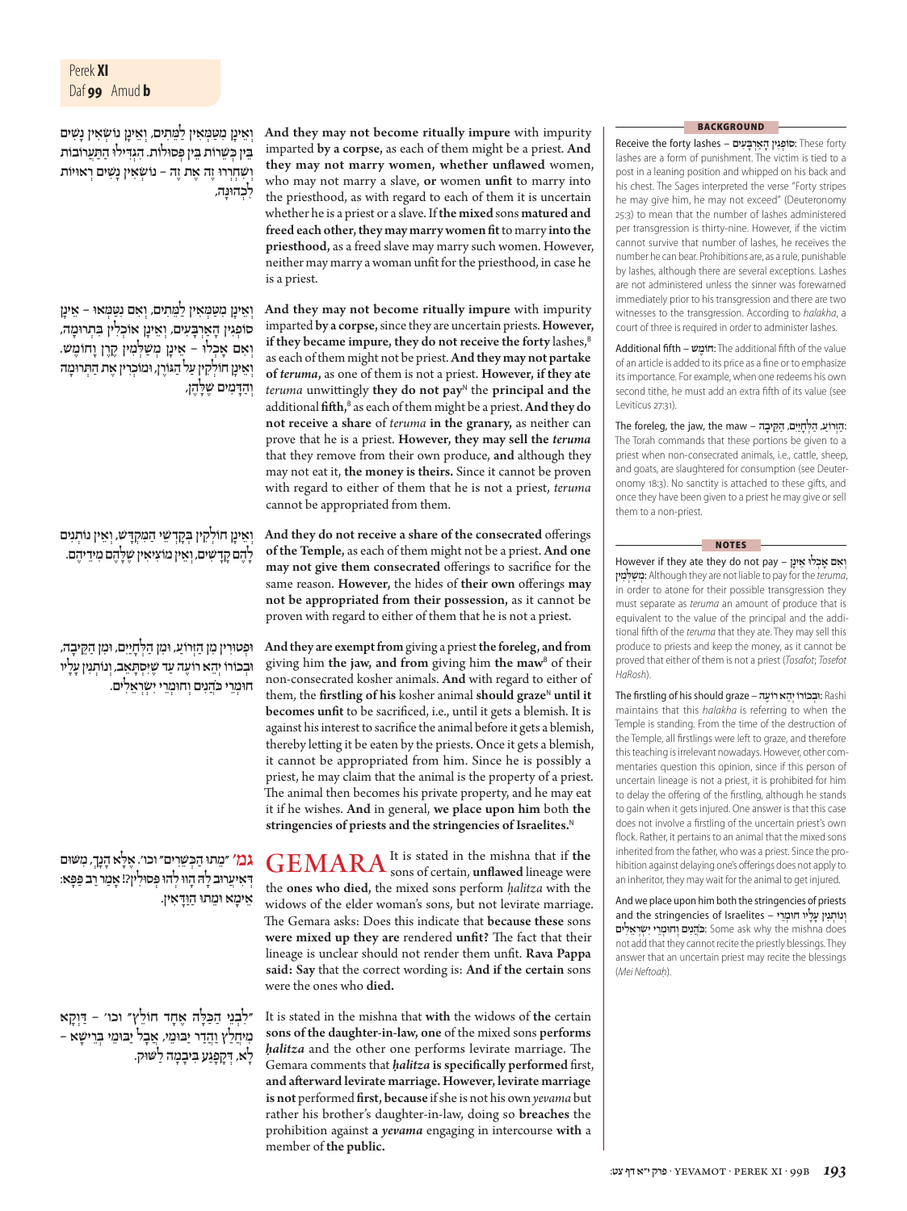וְאֵינָן מִטַּמְּאִין לְמֵתִים, וְאֵינָן נוֹשְׂאִין נָשִׁים בֵּין כְּשֵׁרוֹת בֵּין פְּסוּלוֹת. הִגְדִּילוּ הַתַּעֲרוֹבוֹת וְשִׁחְרְרוּ זֶה אֶת זֶה – נוֹשְׂאִין נָשִׁים רְאוּיוֹת לִכְהוּנָּה,

**And they may not become ritually impure** with impurity imparted **by a corpse,** as each of them might be a priest. **And they may not marry women, whether unflawed** women, who may not marry a slave, **or** women **unfit** to marry into the priesthood, as with regard to each of them it is uncertain whether he is a priest or a slave. If **the mixed** sons **matured and freed each other, they may marry women fit** to marry **into the priesthood,** as a freed slave may marry such women. However, neither may marry a woman unfit for the priesthood, in case he is a priest.

וְאֵינָן מִטַּמְּאִין לְמֵתִים, וְאִם נִטְמְאוּ – אֵינָן סוֹפְגִין הָאַרְבָּעִים, וְאֵינָן אוֹכְלִין בִּתְרוּמָה, וְאִם אָכְלוּ – אֵינָן מְשַׁלְּמִין קֶרֶן וָחוֹמֶשׁ. וְאֵינָן חוֹלְקִין עַל הַגּוֹרֶן, וּמוֹכְרִין אֶת הַתְּרוּמָה וְהַדָּמִים שֶׁלָּהֶן,

**And they may not become ritually impure** with impurity imparted **by a corpse,** since they are uncertain priests. **However, if they became impure, they do not receive the forty** lashes,[B] as each of them might not be priest. **And they may not partake of** *teruma*, as one of them is not a priest. **However, if they ate** *teruma* unwittingly **they do not pay**[N] the **principal and the** additional **fifth,**[B] as each of them might be a priest. **And they do not receive a share** of *teruma* **in the granary,** as neither can prove that he is a priest. **However, they may sell the** *teruma* that they remove from their own produce, **and** although they may not eat it, **the money is theirs.** Since it cannot be proven with regard to either of them that he is not a priest, *teruma* cannot be appropriated from them.

וְאֵינָן חוֹלְקִין בְּקָדְשֵׁי הַמִּקְדָּשׁ, וְאֵין נוֹתְנִים לָהֶם קָדָשִׁים, וְאֵין מוֹצִיאִין שֶׁלָּהֶם מִידֵיהֶם.

**And they do not receive a share of the consecrated** offerings **of the Temple,** as each of them might not be a priest. **And one may not give them consecrated** offerings to sacrifice for the same reason. **However,** the hides of **their own** offerings **may not be appropriated from their possession,** as it cannot be proven with regard to either of them that he is not a priest.

וּפְטוּרִין מִן הַזְּרוֹעַ, וּמִן הַלְּחָיַיִם, וּמִן הַקֵּיבָה, וּבְכוֹרוֹ יְהֵא רוֹעֶה עַד שֶׁיִּסְתָּאֵב, וְנוֹתְנִין עָלָיו חוּמְרֵי כֹּהֲנִים וְחוּמְרֵי יִשְׂרְאֵלִים.

**And they are exempt from** giving a priest **the foreleg, and from** giving him **the jaw, and from** giving him **the maw**[B] of their non-consecrated kosher animals. **And** with regard to either of them, the **firstling of his** kosher animal **should graze**[N] **until it becomes unfit** to be sacrificed, i.e., until it gets a blemish. It is against his interest to sacrifice the animal before it gets a blemish, thereby letting it be eaten by the priests. Once it gets a blemish, it cannot be appropriated from him. Since he is possibly a priest, he may claim that the animal is the property of a priest. The animal then becomes his private property, and he may eat it if he wishes. **And** in general, **we place upon him** both **the stringencies of priests and the stringencies of Israelites.**[N]

**גמ׳** ״מֵתוּ הַכְּשֵׁרִים״ וכו׳. אֶלָּא הָנָךְ, מִשּׁוּם דְּאִיעֲרוּב לָהּ הָווּ לְהוּ פְּסוּלִין?! אָמַר רַב פַּפָּא: אֵימָא וּמֵתוּ הַוַּדָּאִין.

**GEMARA** It is stated in the mishna that if **the** sons of certain, **unflawed** lineage were the **ones who died,** the mixed sons perform *ḥalitza* with the widows of the elder woman's sons, but not levirate marriage. The Gemara asks: Does this indicate that **because these** sons **were mixed up they are** rendered **unfit?** The fact that their lineage is unclear should not render them unfit. **Rava Pappa said: Say** that the correct wording is: **And if the certain** sons were the ones who **died.**

״לִבְנֵי הַכַּלָּה אֶחָד חוֹלֵץ״ וכו׳ – דַּוְקָא מִיחְלַץ וַהֲדַר יַבּוּמֵי, אֲבָל יַבּוּמֵי בְּרֵישָׁא – לָא, דְּקָפָגַע בִּיבָמָה לַשּׁוּק.

It is stated in the mishna that **with** the widows of **the** certain **sons of the daughter-in-law, one** of the mixed sons **performs** *ḥalitza* and the other one performs levirate marriage. The Gemara comments that *ḥalitza* **is specifically performed** first, **and afterward levirate marriage. However, levirate marriage is not** performed **first, because** if she is not his own *yevama* but rather his brother's daughter-in-law, doing so **breaches** the prohibition against **a** *yevama* engaging in intercourse **with** a member of **the public.**

### BACKGROUND

Receive the forty lashes – **סוֹפְגִין הָאַרְבָּעִים**: These forty lashes are a form of punishment. The victim is tied to a post in a leaning position and whipped on his back and his chest. The Sages interpreted the verse "Forty stripes he may give him, he may not exceed" (Deuteronomy 25:3) to mean that the number of lashes administered per transgression is thirty-nine. However, if the victim cannot survive that number of lashes, he receives the number he can bear. Prohibitions are, as a rule, punishable by lashes, although there are several exceptions. Lashes are not administered unless the sinner was forewarned immediately prior to his transgression and there are two witnesses to the transgression. According to *halakha*, a court of three is required in order to administer lashes.

Additional fifth – **חוֹמֶשׁ**: The additional fifth of the value of an article is added to its price as a fine or to emphasize its importance. For example, when one redeems his own second tithe, he must add an extra fifth of its value (see Leviticus 27:31).

The foreleg, the jaw, the maw – **הַזְּרוֹעַ, הַלְּחָיַיִם, הַקֵּיבָה**: The Torah commands that these portions be given to a priest when non-consecrated animals, i.e., cattle, sheep, and goats, are slaughtered for consumption (see Deuteronomy 18:3). No sanctity is attached to these gifts, and once they have been given to a priest he may give or sell them to a non-priest.

### NOTES

However if they ate they do not pay – **וְאִם אָכְלוּ אֵינָן מְשַׁלְּמִין**: Although they are not liable to pay for the *teruma*, in order to atone for their possible transgression they must separate as *teruma* an amount of produce that is equivalent to the value of the principal and the additional fifth of the *teruma* that they ate. They may sell this produce to priests and keep the money, as it cannot be proved that either of them is not a priest (*Tosafot*; *Tosefot HaRosh*).

The firstling of his should graze – **וּבְכוֹרוֹ יְהֵא רוֹעֶה**: Rashi maintains that this *halakha* is referring to when the Temple is standing. From the time of the destruction of the Temple, all firstlings were left to graze, and therefore this teaching is irrelevant nowadays. However, other commentaries question this opinion, since if this person of uncertain lineage is not a priest, it is prohibited for him to delay the offering of the firstling, although he stands to gain when it gets injured. One answer is that this case does not involve a firstling of the uncertain priest's own flock. Rather, it pertains to an animal that the mixed sons inherited from the father, who was a priest. Since the prohibition against delaying one's offerings does not apply to an inheritor, they may wait for the animal to get injured.

And we place upon him both the stringencies of priests and the stringencies of Israelites – **וְנוֹתְנִין עָלָיו חוּמְרֵי כֹּהֲנִים וְחוּמְרֵי יִשְׂרְאֵלִים**: Some ask why the mishna does not add that they cannot recite the priestly blessings. They answer that an uncertain priest may recite the blessings (*Mei Neftoaḥ*).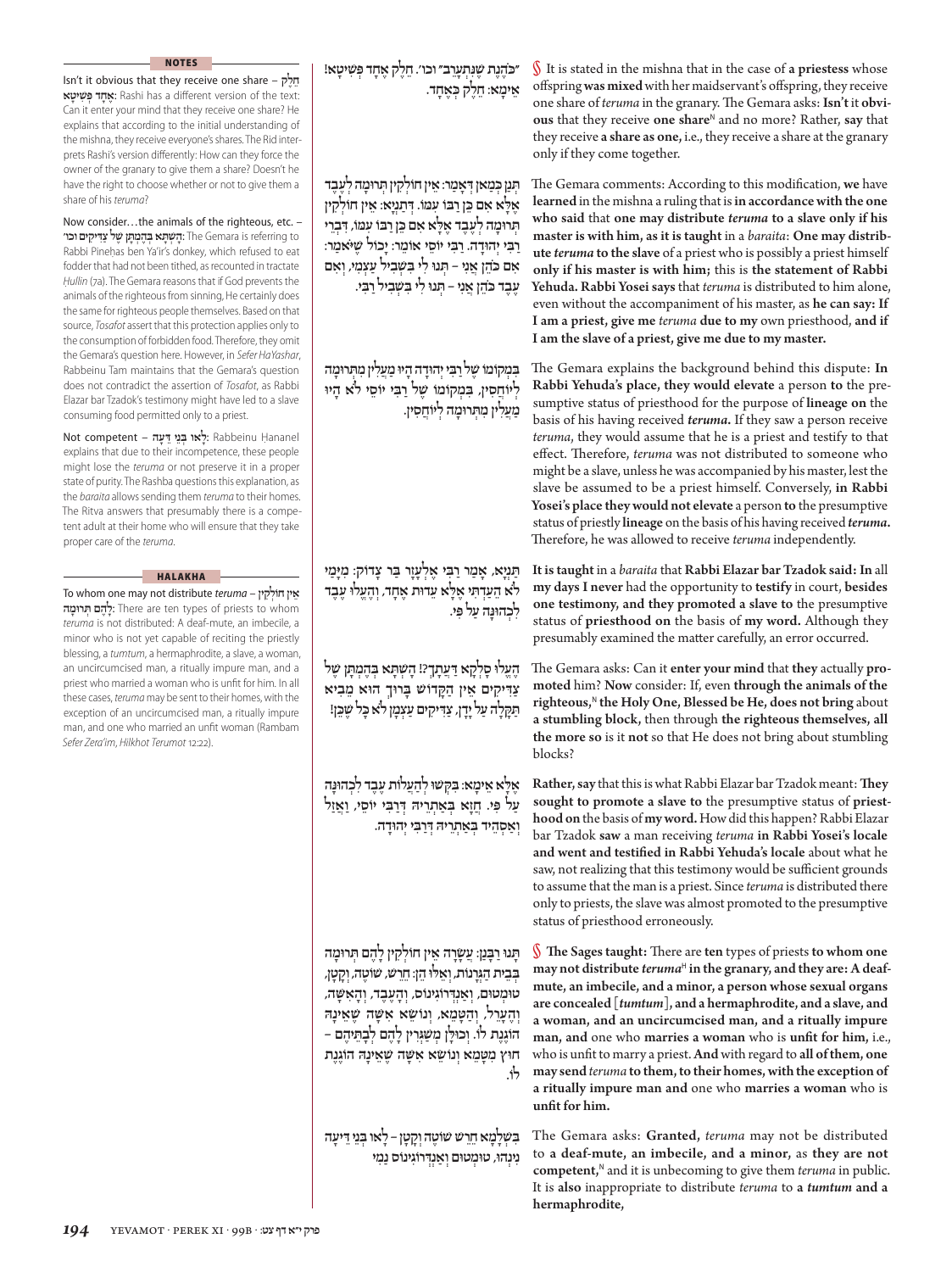## NOTES

Isn't it obvious that they receive one share – **חֵלֶק אֶחָד פְּשִׁיטָא**: Rashi has a different version of the text: Can it enter your mind that they receive one share? He explains that according to the initial understanding of the mishna, they receive everyone's shares. The Rid interprets Rashi's version differently: How can they force the owner of the granary to give them a share? Doesn't he have the right to choose whether or not to give them a share of his *teruma*?

Now consider…the animals of the righteous, etc. – **הַשְׁתָּא בְּהֶמְתָּן שֶׁל צַדִּיקִים וכו׳**: The Gemara is referring to Rabbi Pineḥas ben Ya'ir's donkey, which refused to eat fodder that had not been tithed, as recounted in tractate *Ḥullin* (7a). The Gemara reasons that if God prevents the animals of the righteous from sinning, He certainly does the same for righteous people themselves. Based on that source, *Tosafot* assert that this protection applies only to the consumption of forbidden food. Therefore, they omit the Gemara's question here. However, in *Sefer HaYashar*, Rabbeinu Tam maintains that the Gemara's question does not contradict the assertion of *Tosafot*, as Rabbi Elazar bar Tzadok's testimony might have led to a slave consuming food permitted only to a priest.

Not competent – **לָאו בְּנֵי דֵּעָה**: Rabbeinu Ḥananel explains that due to their incompetence, these people might lose the *teruma* or not preserve it in a proper state of purity. The Rashba questions this explanation, as the *baraita* allows sending them *teruma* to their homes. The Ritva answers that presumably there is a competent adult at their home who will ensure that they take proper care of the *teruma*.

## HALAKHA

To whom one may not distribute *teruma* – **אֵין חוֹלְקִין לָהֶם תְּרוּמָה**: There are ten types of priests to whom *teruma* is not distributed: A deaf-mute, an imbecile, a minor who is not yet capable of reciting the priestly blessing, a *tumtum*, a hermaphrodite, a slave, a woman, an uncircumcised man, a ritually impure man, and a priest who married a woman who is unfit for him. In all these cases, *teruma* may be sent to their homes, with the exception of an uncircumcised man, a ritually impure man, and one who married an unfit woman (Rambam *Sefer Zera'im*, *Hilkhot Terumot* 12:22).

---

״כֹּהֶנֶת שֶׁנִּתְעָרֵב״ וכו׳. חֵלֶק אֶחָד פְּשִׁיטָא! אֵימָא: חֵלֶק כְּאֶחָד.

§ It is stated in the mishna that in the case of **a priestess** whose offspring **was mixed** with her maidservant's offspring, they receive one share of *teruma* in the granary. The Gemara asks: **Isn't** it **obvious** that they receive **one share**[N] and no more? Rather, **say** that they receive **a share as one,** i.e., they receive a share at the granary only if they come together.

תְּנַן כְּמַאן דְּאָמַר: אֵין חוֹלְקִין תְּרוּמָה לְעֶבֶד אֶלָּא אִם כֵּן רַבּוֹ עִמּוֹ. דְּתַנְיָא: אֵין חוֹלְקִין תְּרוּמָה לְעֶבֶד אֶלָּא אִם כֵּן רַבּוֹ עִמּוֹ, דִּבְרֵי רַבִּי יְהוּדָה. רַבִּי יוֹסֵי אוֹמֵר: יָכוֹל שֶׁיֹּאמַר: אִם כֹּהֵן אֲנִי – תְּנוּ לִי בִּשְׁבִיל עַצְמִי, וְאִם עֶבֶד כֹּהֵן אֲנִי – תְּנוּ לִי בִּשְׁבִיל רַבִּי.

The Gemara comments: According to this modification, **we** have **learned** in the mishna a ruling that is **in accordance with the one who said** that **one may distribute** *teruma* **to a slave only if his master is with him, as it is taught** in a *baraita*: **One may distribute** *teruma* **to the slave** of a priest who is possibly a priest himself **only if his master is with him;** this is **the statement of Rabbi Yehuda. Rabbi Yosei says** that *teruma* is distributed to him alone, even without the accompaniment of his master, as **he can say: If I am a priest, give me** *teruma* **due to my** own priesthood, **and if I am the slave of a priest, give me due to my master.**

בִּמְקוֹמוֹ שֶׁל רַבִּי יְהוּדָה הָיוּ מַעֲלִין מִתְּרוּמָה לְיוֹחֲסִין, בִּמְקוֹמוֹ שֶׁל רַבִּי יוֹסֵי לֹא הָיוּ מַעֲלִין מִתְּרוּמָה לְיוֹחֲסִין.

The Gemara explains the background behind this dispute: **In Rabbi Yehuda's place, they would elevate** a person **to** the presumptive status of priesthood for the purpose of **lineage on** the basis of his having received ***teruma***. If they saw a person receive *teruma*, they would assume that he is a priest and testify to that effect. Therefore, *teruma* was not distributed to someone who might be a slave, unless he was accompanied by his master, lest the slave be assumed to be a priest himself. Conversely, **in Rabbi Yosei's place they would not elevate** a person **to** the presumptive status of priestly **lineage** on the basis of his having received ***teruma***. Therefore, he was allowed to receive *teruma* independently.

תַּנְיָא, אָמַר רַבִּי אֶלְעָזָר בַּר צָדוֹק: מִיָּמַי לֹא הֵעַדְתִּי אֶלָּא עֵדוּת אֶחָד, וְהֶעֱלוּ עֶבֶד לִכְהוּנָּה עַל פִּי.

**It is taught** in a *baraita* that **Rabbi Elazar bar Tzadok said: In** all **my days I never** had the opportunity to **testify** in court, **besides one testimony, and they promoted a slave to** the presumptive status of **priesthood on** the basis of **my word.** Although they presumably examined the matter carefully, an error occurred.

הֶעֱלוּ סָלְקָא דַּעְתָּךְ?! הַשְׁתָּא בְּהֶמְתָּן שֶׁל צַדִּיקִים אֵין הַקָּדוֹשׁ בָּרוּךְ הוּא מֵבִיא תַּקָּלָה עַל יָדָן, צַדִּיקִים עַצְמָן לֹא כׇּל שֶׁכֵּן!

The Gemara asks: Can it **enter your mind** that **they** actually **promoted** him? **Now** consider: If, even **through the animals of the righteous,**[N] **the Holy One, Blessed be He, does not bring** about **a stumbling block,** then through **the righteous themselves, all the more so** is it **not** so that He does not bring about stumbling blocks?

אֶלָּא אֵימָא: בִּקְּשׁוּ לְהַעֲלוֹת עֶבֶד לִכְהוּנָּה עַל פִּי. חֲזָא בְּאַתְרֵיהּ דְּרַבִּי יוֹסֵי, וַאֲזַל וְאַסְהֵיד בְּאַתְרֵיהּ דְּרַבִּי יְהוּדָה.

**Rather, say** that this is what Rabbi Elazar bar Tzadok meant: **They sought to promote a slave to** the presumptive status of **priesthood on** the basis of **my word.** How did this happen? Rabbi Elazar bar Tzadok **saw** a man receiving *teruma* **in Rabbi Yosei's locale and went and testified in Rabbi Yehuda's locale** about what he saw, not realizing that this testimony would be sufficient grounds to assume that the man is a priest. Since *teruma* is distributed there only to priests, the slave was almost promoted to the presumptive status of priesthood erroneously.

תָּנוּ רַבָּנַן: עֲשָׂרָה אֵין חוֹלְקִין לָהֶם תְּרוּמָה בְּבֵית הַגְּרָנוֹת, וְאֵלּוּ הֵן: חֵרֵשׁ, שׁוֹטֶה, וְקָטָן, טוּמְטוּם, וְאַנְדְּרוֹגִינוֹס, וְהָעֶבֶד, וְהָאִשָּׁה, וְהֶעָרֵל, וְהַטָּמֵא, וְנוֹשֵׂא אִשָּׁה שֶׁאֵינָהּ הוֹגֶנֶת לוֹ. וְכוּלָּן מְשַׁגְּרִין לָהֶם לְבָתֵּיהֶם – חוּץ מִטָּמֵא וְנוֹשֵׂא אִשָּׁה שֶׁאֵינָהּ הוֹגֶנֶת לוֹ.

§ **The Sages taught:** There are **ten** types of priests **to whom one may not distribute** ***teruma***[H] **in the granary, and they are: A deaf-mute, an imbecile, and a minor, a person whose sexual organs are concealed** [***tumtum***], **and a hermaphrodite, and a slave, and a woman, and an uncircumcised man, and a ritually impure man, and** one who **marries a woman** who is **unfit for him,** i.e., who is unfit to marry a priest. **And** with regard to **all of them, one may send** *teruma* **to them, to their homes, with the exception of a ritually impure man and** one who **marries a woman** who is **unfit for him.**

בִּשְׁלָמָא חֵרֵשׁ שׁוֹטֶה וְקָטָן – לָאו בְּנֵי דֵּיעָה נִינְהוּ, טוּמְטוּם וְאַנְדְּרוֹגִינוֹס נָמֵי

The Gemara asks: **Granted,** *teruma* may not be distributed to **a deaf-mute, an imbecile, and a minor,** as **they are not competent,**[N] and it is unbecoming to give them *teruma* in public. It is **also** inappropriate to distribute *teruma* to **a** *tumtum* **and a hermaphrodite,**